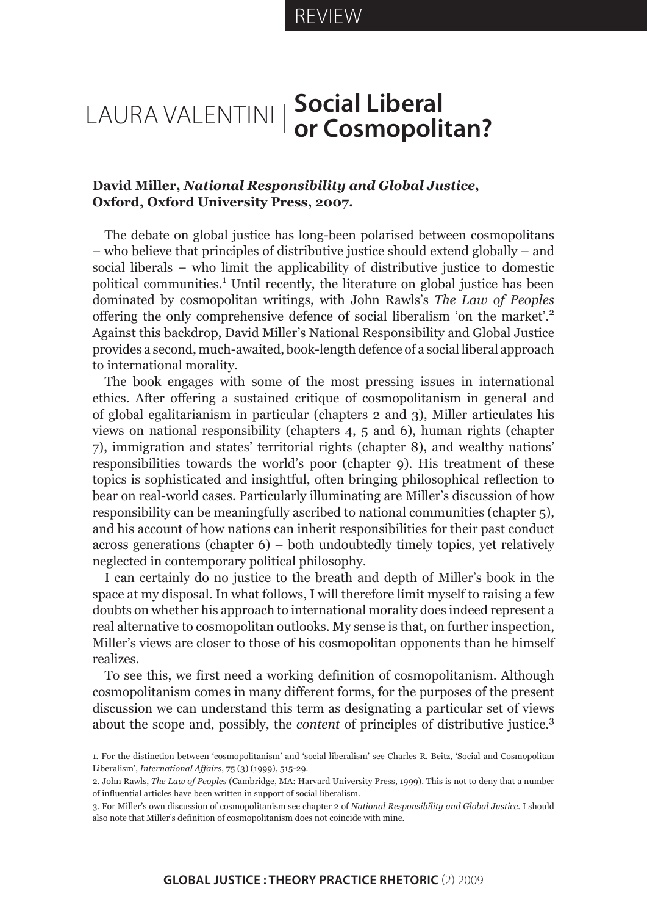REVIEW

# LAURA VALENTINI | Social Liberal or Cosmopolitan?

**David Miller, *National Responsibility and Global Justice*, Oxford, Oxford University Press, 2007.**

The debate on global justice has long-been polarised between cosmopolitans – who believe that principles of distributive justice should extend globally – and social liberals – who limit the applicability of distributive justice to domestic political communities.[1] Until recently, the literature on global justice has been dominated by cosmopolitan writings, with John Rawls's *The Law of Peoples* offering the only comprehensive defence of social liberalism 'on the market'.[2] Against this backdrop, David Miller's National Responsibility and Global Justice provides a second, much-awaited, book-length defence of a social liberal approach to international morality.

The book engages with some of the most pressing issues in international ethics. After offering a sustained critique of cosmopolitanism in general and of global egalitarianism in particular (chapters 2 and 3), Miller articulates his views on national responsibility (chapters 4, 5 and 6), human rights (chapter 7), immigration and states' territorial rights (chapter 8), and wealthy nations' responsibilities towards the world's poor (chapter 9). His treatment of these topics is sophisticated and insightful, often bringing philosophical reflection to bear on real-world cases. Particularly illuminating are Miller's discussion of how responsibility can be meaningfully ascribed to national communities (chapter 5), and his account of how nations can inherit responsibilities for their past conduct across generations (chapter 6) – both undoubtedly timely topics, yet relatively neglected in contemporary political philosophy.

I can certainly do no justice to the breath and depth of Miller's book in the space at my disposal. In what follows, I will therefore limit myself to raising a few doubts on whether his approach to international morality does indeed represent a real alternative to cosmopolitan outlooks. My sense is that, on further inspection, Miller's views are closer to those of his cosmopolitan opponents than he himself realizes.

To see this, we first need a working definition of cosmopolitanism. Although cosmopolitanism comes in many different forms, for the purposes of the present discussion we can understand this term as designating a particular set of views about the scope and, possibly, the *content* of principles of distributive justice.[3]

---

1. For the distinction between 'cosmopolitanism' and 'social liberalism' see Charles R. Beitz, 'Social and Cosmopolitan Liberalism', *International Affairs*, 75 (3) (1999), 515-29.

2. John Rawls, *The Law of Peoples* (Cambridge, MA: Harvard University Press, 1999). This is not to deny that a number of influential articles have been written in support of social liberalism.

3. For Miller's own discussion of cosmopolitanism see chapter 2 of *National Responsibility and Global Justice*. I should also note that Miller's definition of cosmopolitanism does not coincide with mine.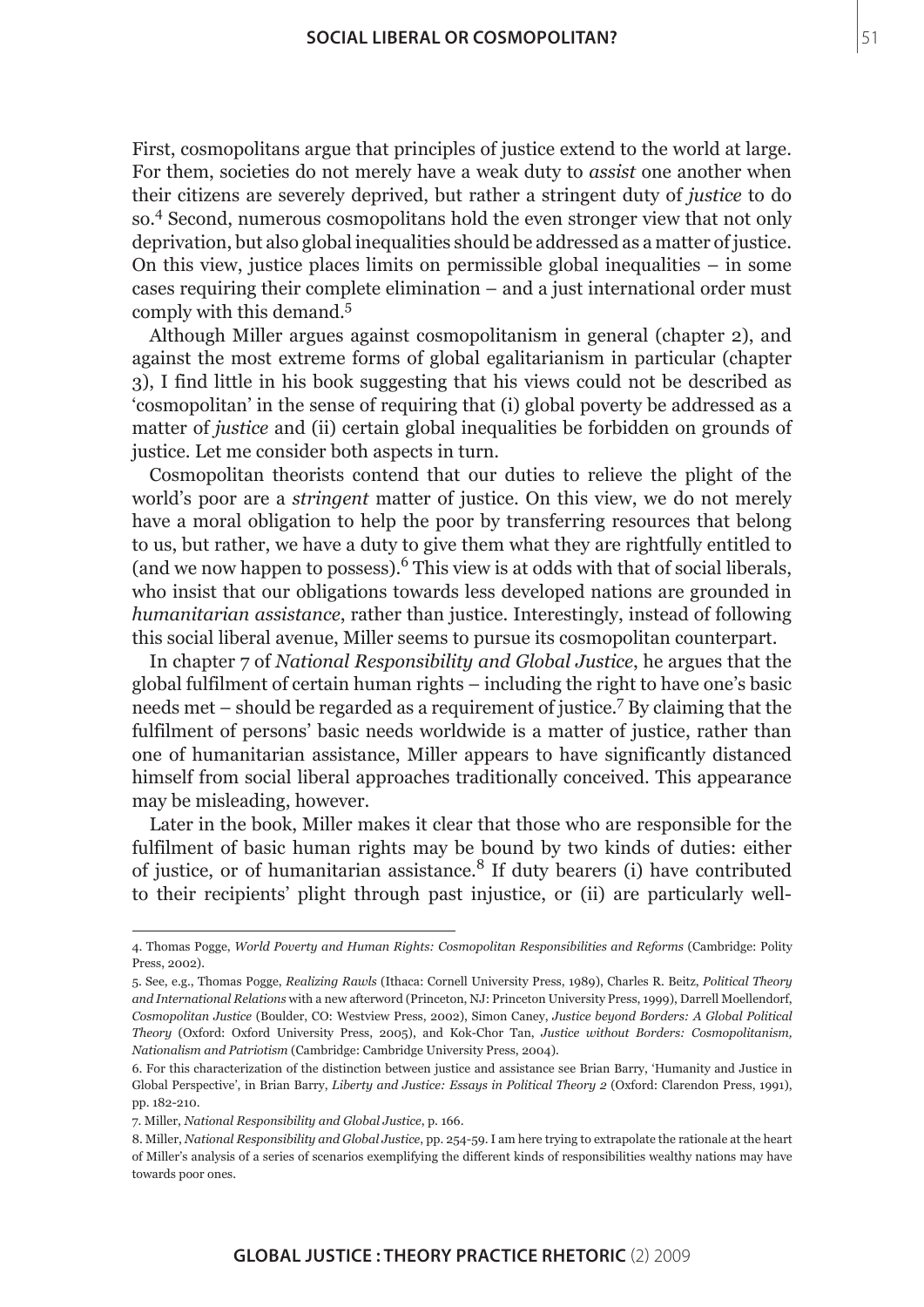First, cosmopolitans argue that principles of justice extend to the world at large. For them, societies do not merely have a weak duty to *assist* one another when their citizens are severely deprived, but rather a stringent duty of *justice* to do so.[4] Second, numerous cosmopolitans hold the even stronger view that not only deprivation, but also global inequalities should be addressed as a matter of justice. On this view, justice places limits on permissible global inequalities – in some cases requiring their complete elimination – and a just international order must comply with this demand.[5]

Although Miller argues against cosmopolitanism in general (chapter 2), and against the most extreme forms of global egalitarianism in particular (chapter 3), I find little in his book suggesting that his views could not be described as 'cosmopolitan' in the sense of requiring that (i) global poverty be addressed as a matter of *justice* and (ii) certain global inequalities be forbidden on grounds of justice. Let me consider both aspects in turn.

Cosmopolitan theorists contend that our duties to relieve the plight of the world's poor are a *stringent* matter of justice. On this view, we do not merely have a moral obligation to help the poor by transferring resources that belong to us, but rather, we have a duty to give them what they are rightfully entitled to (and we now happen to possess).[6] This view is at odds with that of social liberals, who insist that our obligations towards less developed nations are grounded in *humanitarian assistance*, rather than justice. Interestingly, instead of following this social liberal avenue, Miller seems to pursue its cosmopolitan counterpart.

In chapter 7 of *National Responsibility and Global Justice*, he argues that the global fulfilment of certain human rights – including the right to have one's basic needs met – should be regarded as a requirement of justice.[7] By claiming that the fulfilment of persons' basic needs worldwide is a matter of justice, rather than one of humanitarian assistance, Miller appears to have significantly distanced himself from social liberal approaches traditionally conceived. This appearance may be misleading, however.

Later in the book, Miller makes it clear that those who are responsible for the fulfilment of basic human rights may be bound by two kinds of duties: either of justice, or of humanitarian assistance.[8] If duty bearers (i) have contributed to their recipients' plight through past injustice, or (ii) are particularly well-

---

4. Thomas Pogge, *World Poverty and Human Rights: Cosmopolitan Responsibilities and Reforms* (Cambridge: Polity Press, 2002).

5. See, e.g., Thomas Pogge, *Realizing Rawls* (Ithaca: Cornell University Press, 1989), Charles R. Beitz, *Political Theory and International Relations* with a new afterword (Princeton, NJ: Princeton University Press, 1999), Darrell Moellendorf, *Cosmopolitan Justice* (Boulder, CO: Westview Press, 2002), Simon Caney, *Justice beyond Borders: A Global Political Theory* (Oxford: Oxford University Press, 2005), and Kok-Chor Tan, *Justice without Borders: Cosmopolitanism, Nationalism and Patriotism* (Cambridge: Cambridge University Press, 2004).

6. For this characterization of the distinction between justice and assistance see Brian Barry, 'Humanity and Justice in Global Perspective', in Brian Barry, *Liberty and Justice: Essays in Political Theory 2* (Oxford: Clarendon Press, 1991), pp. 182-210.

7. Miller, *National Responsibility and Global Justice*, p. 166.

8. Miller, *National Responsibility and Global Justice*, pp. 254-59. I am here trying to extrapolate the rationale at the heart of Miller's analysis of a series of scenarios exemplifying the different kinds of responsibilities wealthy nations may have towards poor ones.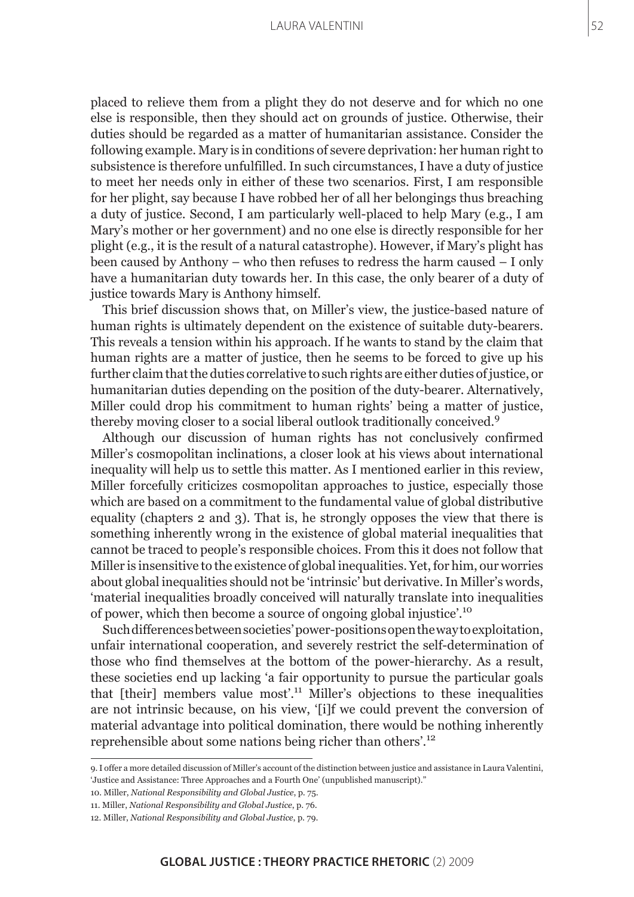placed to relieve them from a plight they do not deserve and for which no one else is responsible, then they should act on grounds of justice. Otherwise, their duties should be regarded as a matter of humanitarian assistance. Consider the following example. Mary is in conditions of severe deprivation: her human right to subsistence is therefore unfulfilled. In such circumstances, I have a duty of justice to meet her needs only in either of these two scenarios. First, I am responsible for her plight, say because I have robbed her of all her belongings thus breaching a duty of justice. Second, I am particularly well-placed to help Mary (e.g., I am Mary's mother or her government) and no one else is directly responsible for her plight (e.g., it is the result of a natural catastrophe). However, if Mary's plight has been caused by Anthony – who then refuses to redress the harm caused – I only have a humanitarian duty towards her. In this case, the only bearer of a duty of justice towards Mary is Anthony himself.

This brief discussion shows that, on Miller's view, the justice-based nature of human rights is ultimately dependent on the existence of suitable duty-bearers. This reveals a tension within his approach. If he wants to stand by the claim that human rights are a matter of justice, then he seems to be forced to give up his further claim that the duties correlative to such rights are either duties of justice, or humanitarian duties depending on the position of the duty-bearer. Alternatively, Miller could drop his commitment to human rights' being a matter of justice, thereby moving closer to a social liberal outlook traditionally conceived.[9]

Although our discussion of human rights has not conclusively confirmed Miller's cosmopolitan inclinations, a closer look at his views about international inequality will help us to settle this matter. As I mentioned earlier in this review, Miller forcefully criticizes cosmopolitan approaches to justice, especially those which are based on a commitment to the fundamental value of global distributive equality (chapters 2 and 3). That is, he strongly opposes the view that there is something inherently wrong in the existence of global material inequalities that cannot be traced to people's responsible choices. From this it does not follow that Miller is insensitive to the existence of global inequalities. Yet, for him, our worries about global inequalities should not be 'intrinsic' but derivative. In Miller's words, 'material inequalities broadly conceived will naturally translate into inequalities of power, which then become a source of ongoing global injustice'.[10]

Such differences between societies' power-positions open the way to exploitation, unfair international cooperation, and severely restrict the self-determination of those who find themselves at the bottom of the power-hierarchy. As a result, these societies end up lacking 'a fair opportunity to pursue the particular goals that [their] members value most'.[11] Miller's objections to these inequalities are not intrinsic because, on his view, '[i]f we could prevent the conversion of material advantage into political domination, there would be nothing inherently reprehensible about some nations being richer than others'.[12]

---

9. I offer a more detailed discussion of Miller's account of the distinction between justice and assistance in Laura Valentini, 'Justice and Assistance: Three Approaches and a Fourth One' (unpublished manuscript)."

10. Miller, *National Responsibility and Global Justice*, p. 75.

11. Miller, *National Responsibility and Global Justice*, p. 76.

12. Miller, *National Responsibility and Global Justice*, p. 79.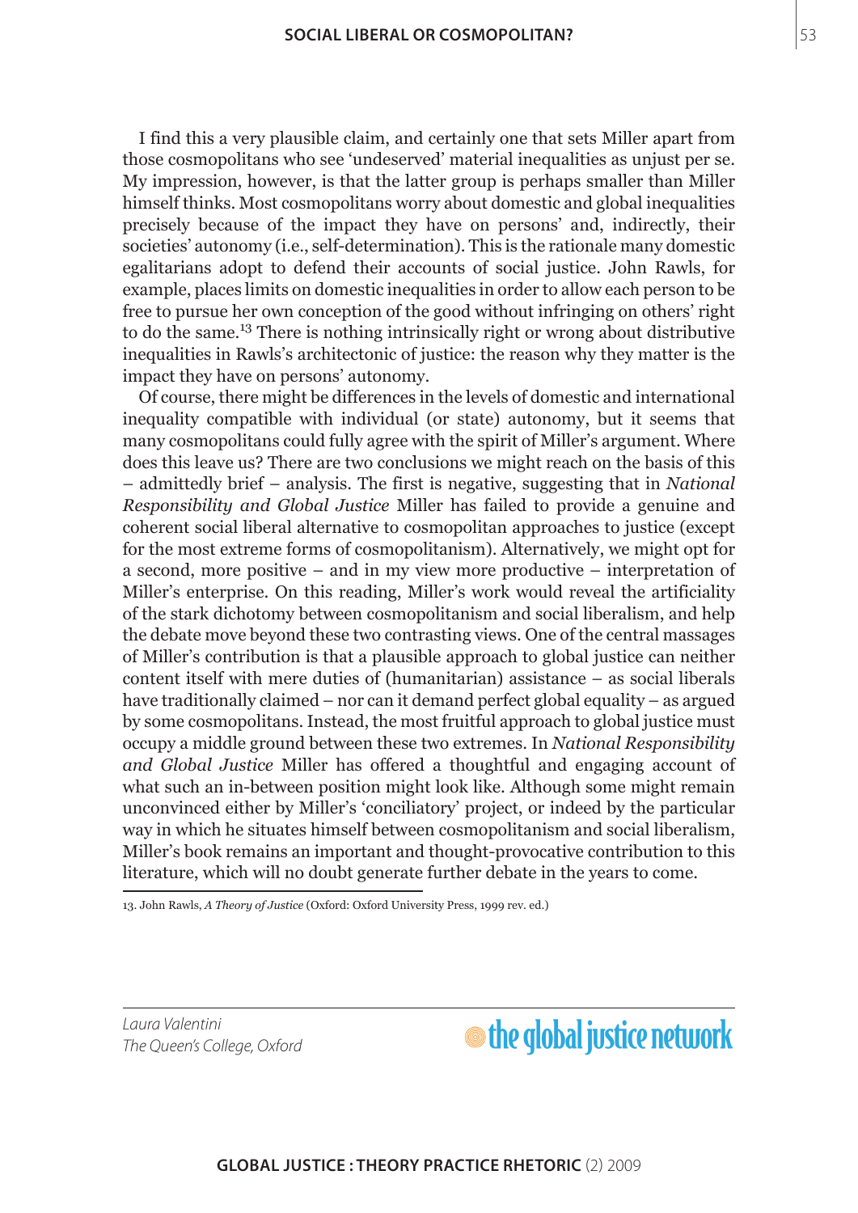I find this a very plausible claim, and certainly one that sets Miller apart from those cosmopolitans who see 'undeserved' material inequalities as unjust per se. My impression, however, is that the latter group is perhaps smaller than Miller himself thinks. Most cosmopolitans worry about domestic and global inequalities precisely because of the impact they have on persons' and, indirectly, their societies' autonomy (i.e., self-determination). This is the rationale many domestic egalitarians adopt to defend their accounts of social justice. John Rawls, for example, places limits on domestic inequalities in order to allow each person to be free to pursue her own conception of the good without infringing on others' right to do the same.[13] There is nothing intrinsically right or wrong about distributive inequalities in Rawls's architectonic of justice: the reason why they matter is the impact they have on persons' autonomy.

Of course, there might be differences in the levels of domestic and international inequality compatible with individual (or state) autonomy, but it seems that many cosmopolitans could fully agree with the spirit of Miller's argument. Where does this leave us? There are two conclusions we might reach on the basis of this – admittedly brief – analysis. The first is negative, suggesting that in *National Responsibility and Global Justice* Miller has failed to provide a genuine and coherent social liberal alternative to cosmopolitan approaches to justice (except for the most extreme forms of cosmopolitanism). Alternatively, we might opt for a second, more positive – and in my view more productive – interpretation of Miller's enterprise. On this reading, Miller's work would reveal the artificiality of the stark dichotomy between cosmopolitanism and social liberalism, and help the debate move beyond these two contrasting views. One of the central massages of Miller's contribution is that a plausible approach to global justice can neither content itself with mere duties of (humanitarian) assistance – as social liberals have traditionally claimed – nor can it demand perfect global equality – as argued by some cosmopolitans. Instead, the most fruitful approach to global justice must occupy a middle ground between these two extremes. In *National Responsibility and Global Justice* Miller has offered a thoughtful and engaging account of what such an in-between position might look like. Although some might remain unconvinced either by Miller's 'conciliatory' project, or indeed by the particular way in which he situates himself between cosmopolitanism and social liberalism, Miller's book remains an important and thought-provocative contribution to this literature, which will no doubt generate further debate in the years to come.

13. John Rawls, *A Theory of Justice* (Oxford: Oxford University Press, 1999 rev. ed.)

*Laura Valentini*
*The Queen's College, Oxford*